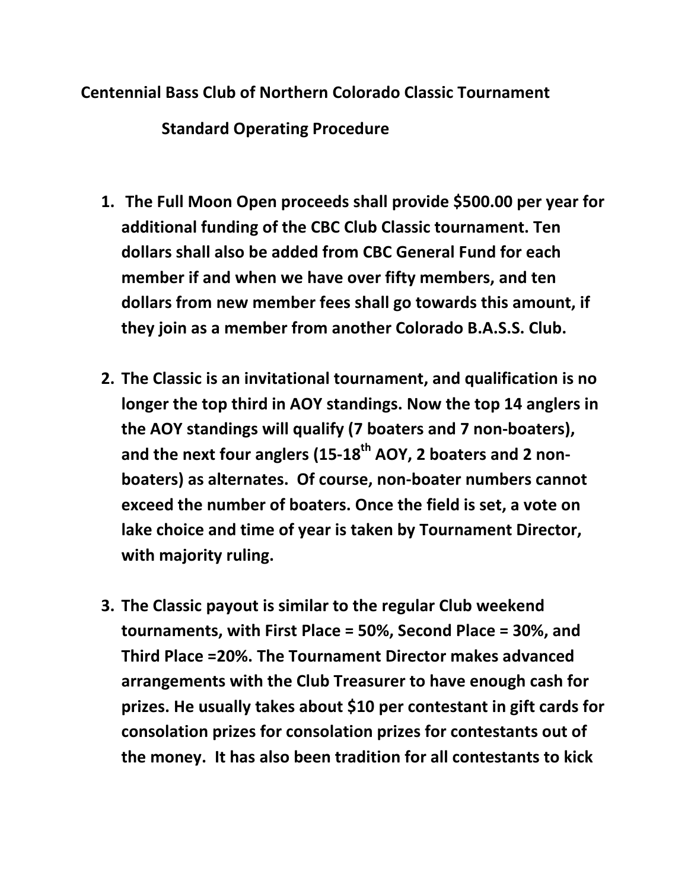# Centennial Bass Club of Northern Colorado Classic Tournament

## Standard Operating Procedure

1. **The Full Moon Open proceeds shall provide $500.00 per year for additional funding of the CBC Club Classic tournament. Ten dollars shall also be added from CBC General Fund for each member if and when we have over fifty members, and ten dollars from new member fees shall go towards this amount, if they join as a member from another Colorado B.A.S.S. Club.**

2. **The Classic is an invitational tournament, and qualification is no longer the top third in AOY standings. Now the top 14 anglers in the AOY standings will qualify (7 boaters and 7 non-boaters), and the next four anglers (15-18th AOY, 2 boaters and 2 non-boaters) as alternates. Of course, non-boater numbers cannot exceed the number of boaters. Once the field is set, a vote on lake choice and time of year is taken by Tournament Director, with majority ruling.**

3. **The Classic payout is similar to the regular Club weekend tournaments, with First Place = 50%, Second Place = 30%, and Third Place =20%. The Tournament Director makes advanced arrangements with the Club Treasurer to have enough cash for prizes. He usually takes about $10 per contestant in gift cards for consolation prizes for consolation prizes for contestants out of the money. It has also been tradition for all contestants to kick**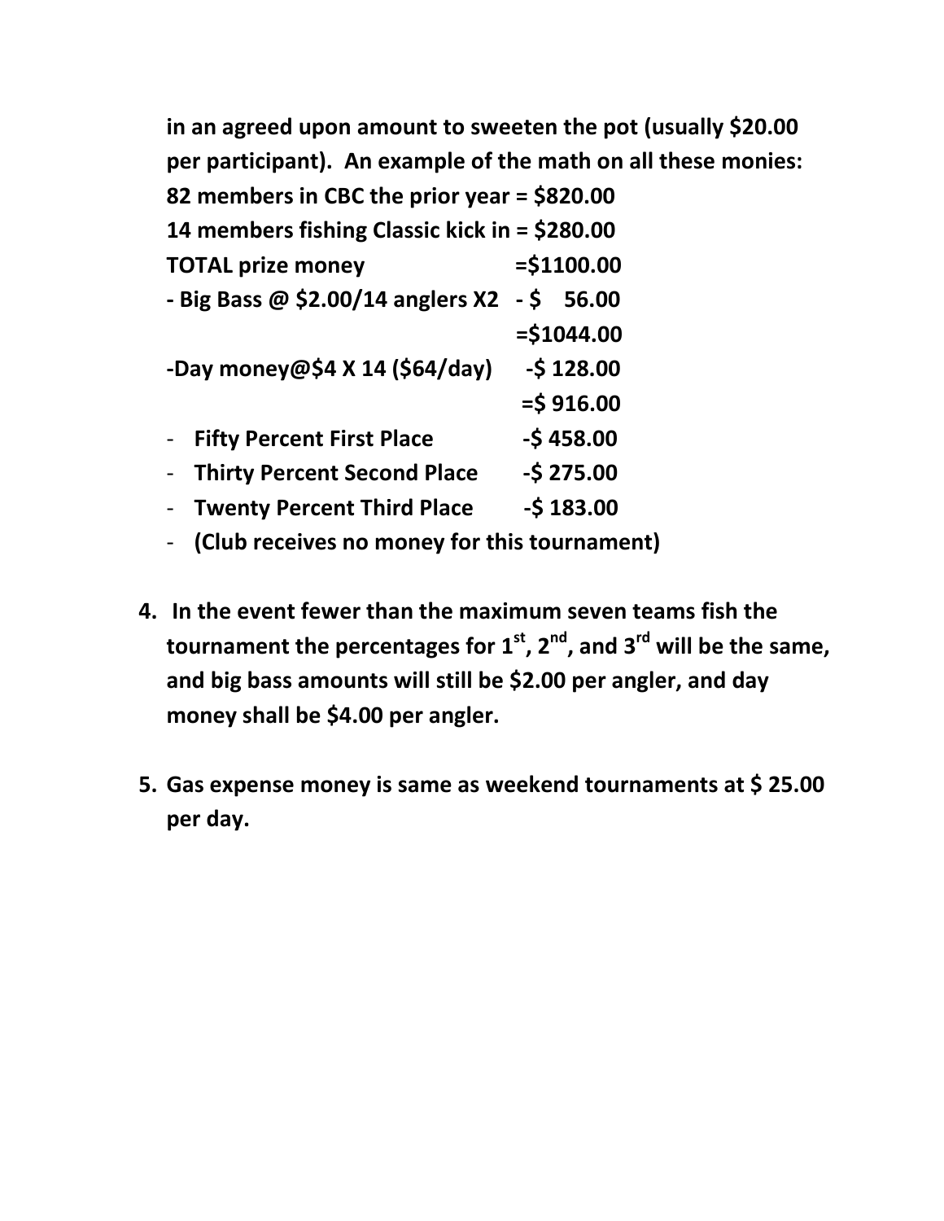**in an agreed upon amount to sweeten the pot (usually $20.00 per participant). An example of the math on all these monies:**

| | |
|---|---|
| **82 members in CBC the prior year** | **= $820.00** |
| **14 members fishing Classic kick in** | **= $280.00** |
| **TOTAL prize money** | **=$1100.00** |
| **- Big Bass @ $2.00/14 anglers X2** | **- $ 56.00** |
| | **=$1044.00** |
| **-Day money@$4 X 14 ($64/day)** | **-$ 128.00** |
| | **=$ 916.00** |

- **Fifty Percent First Place -$ 458.00**
- **Thirty Percent Second Place -$ 275.00**
- **Twenty Percent Third Place -$ 183.00**
- **(Club receives no money for this tournament)**

4. **In the event fewer than the maximum seven teams fish the tournament the percentages for 1st, 2nd, and 3rd will be the same, and big bass amounts will still be $2.00 per angler, and day money shall be $4.00 per angler.**

5. **Gas expense money is same as weekend tournaments at $ 25.00 per day.**